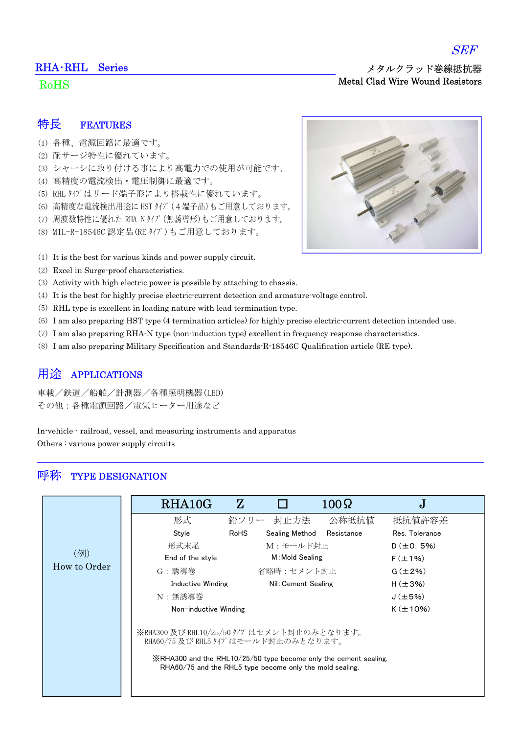SEF

## RHA･RHL Series

RoHS

メタルクラッド巻線抵抗器
Metal Clad Wire Wound Resistors

## 特長 FEATURES

(1) 各種、電源回路に最適です。
(2) 耐サージ特性に優れています。
(3) シャーシに取り付ける事により高電力での使用が可能です。
(4) 高精度の電流検出・電圧制御に最適です。
(5) RHL ﾀｲﾌﾟはリード端子形により搭載性に優れています。
(6) 高精度な電流検出用途に HST ﾀｲﾌﾟ(４端子品)もご用意しております。
(7) 周波数特性に優れた RHA-N ﾀｲﾌﾟ(無誘導形)もご用意しております。
(8) MIL-R-18546C 認定品(RE ﾀｲﾌﾟ)もご用意しております。

(1) It is the best for various kinds and power supply circuit.
(2) Excel in Surge-proof characteristics.
(3) Activity with high electric power is possible by attaching to chassis.
(4) It is the best for highly precise electric-current detection and armature-voltage control.
(5) RHL type is excellent in loading nature with lead termination type.
(6) I am also preparing HST type (4 termination articles) for highly precise electric-current detection intended use.
(7) I am also preparing RHA-N type (non-induction type) excellent in frequency response characteristics.
(8) I am also preparing Military Specification and Standards-R-18546C Qualification article (RE type).

## 用途 APPLICATIONS

車載／鉄道／船舶／計測器／各種照明機器(LED)
その他：各種電源回路／電気ヒーター用途など

In-vehicle - railroad, vessel, and measuring instruments and apparatus
Others : various power supply circuits

## 呼称 TYPE DESIGNATION

(例) How to Order

| RHA10G | Z | □ | 100Ω | J |
|---|---|---|---|---|
| 形式 Style | 鉛フリー RoHS | 封止方法 Sealing Method | 公称抵抗値 Resistance | 抵抗値許容差 Res. Tolerance |
| 形式末尾 End of the style | | M：モールド封止 M:Mold Sealing | | D(±0．5%) |
| G：誘導巻 Inductive Winding | | 省略時：セメント封止 Nil:Cement Sealing | | F(±1%) |
| N：無誘導巻 Non-inductive Winding | | | | G(±2%) |
| | | | | H(±3%) |
| | | | | J(±5%) |
| | | | | K(±10%) |

※RHA300 及び RHL10/25/50 ﾀｲﾌﾟはセメント封止のみとなります。
RHA60/75 及び RHL5 ﾀｲﾌﾟはモールド封止のみとなります。

※RHA300 and the RHL10/25/50 type become only the cement sealing.
RHA60/75 and the RHL5 type become only the mold sealing.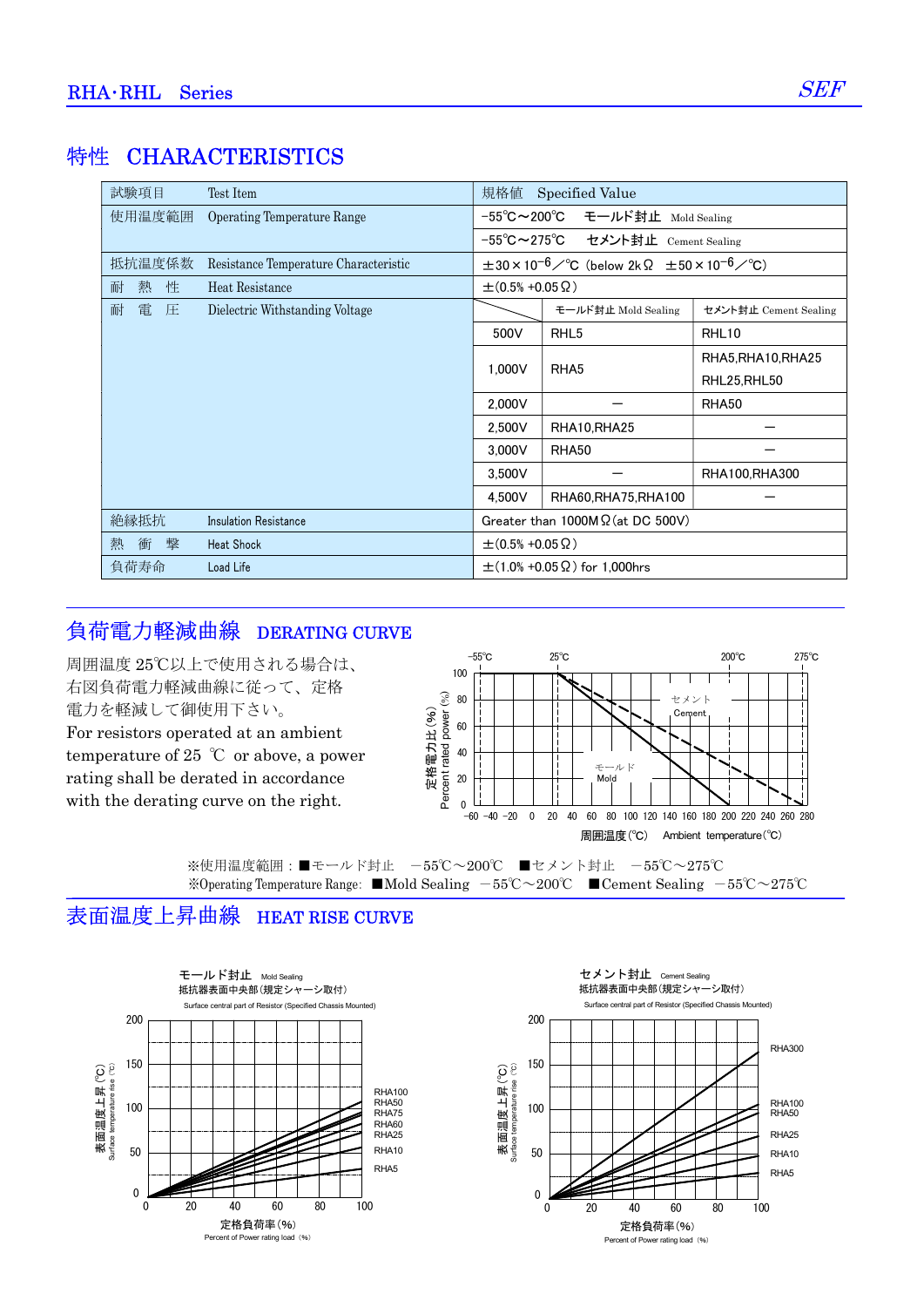## 特性　CHARACTERISTICS

| 試験項目　Test Item | 規格値　Specified Value | | |
|---|---|---|---|
| 使用温度範囲　Operating Temperature Range | −55℃〜200℃　モールド封止　Mold Sealing | | |
| | −55℃〜275℃　セメント封止　Cement Sealing | | |
| 抵抗温度係数　Resistance Temperature Characteristic | ±30×$10^{-6}$／℃（below 2kΩ　±50×$10^{-6}$／℃） | | |
| 耐　熱　性　Heat Resistance | ±(0.5% +0.05Ω) | | |
| 耐　電　圧　Dielectric Withstanding Voltage | | モールド封止 Mold Sealing | セメント封止 Cement Sealing |
| | 500V | RHL5 | RHL10 |
| | 1,000V | RHA5 | RHA5,RHA10,RHA25 RHL25,RHL50 |
| | 2,000V | ― | RHA50 |
| | 2,500V | RHA10,RHA25 | ― |
| | 3,000V | RHA50 | ― |
| | 3,500V | ― | RHA100,RHA300 |
| | 4,500V | RHA60,RHA75,RHA100 | ― |
| 絶縁抵抗　Insulation Resistance | Greater than 1000MΩ(at DC 500V) | | |
| 熱　衝　撃　Heat Shock | ±(0.5% +0.05Ω) | | |
| 負荷寿命　Load Life | ±(1.0% +0.05Ω) for 1,000hrs | | |

## 負荷電力軽減曲線　DERATING CURVE

周囲温度 25℃以上で使用される場合は、右図負荷電力軽減曲線に従って、定格電力を軽減して御使用下さい。
For resistors operated at an ambient temperature of 25 ℃ or above, a power rating shall be derated in accordance with the derating curve on the right.

※使用温度範囲：■モールド封止　−55℃〜200℃　■セメント封止　−55℃〜275℃
※Operating Temperature Range:　■Mold Sealing　−55℃〜200℃　■Cement Sealing　−55℃〜275℃

## 表面温度上昇曲線　HEAT RISE CURVE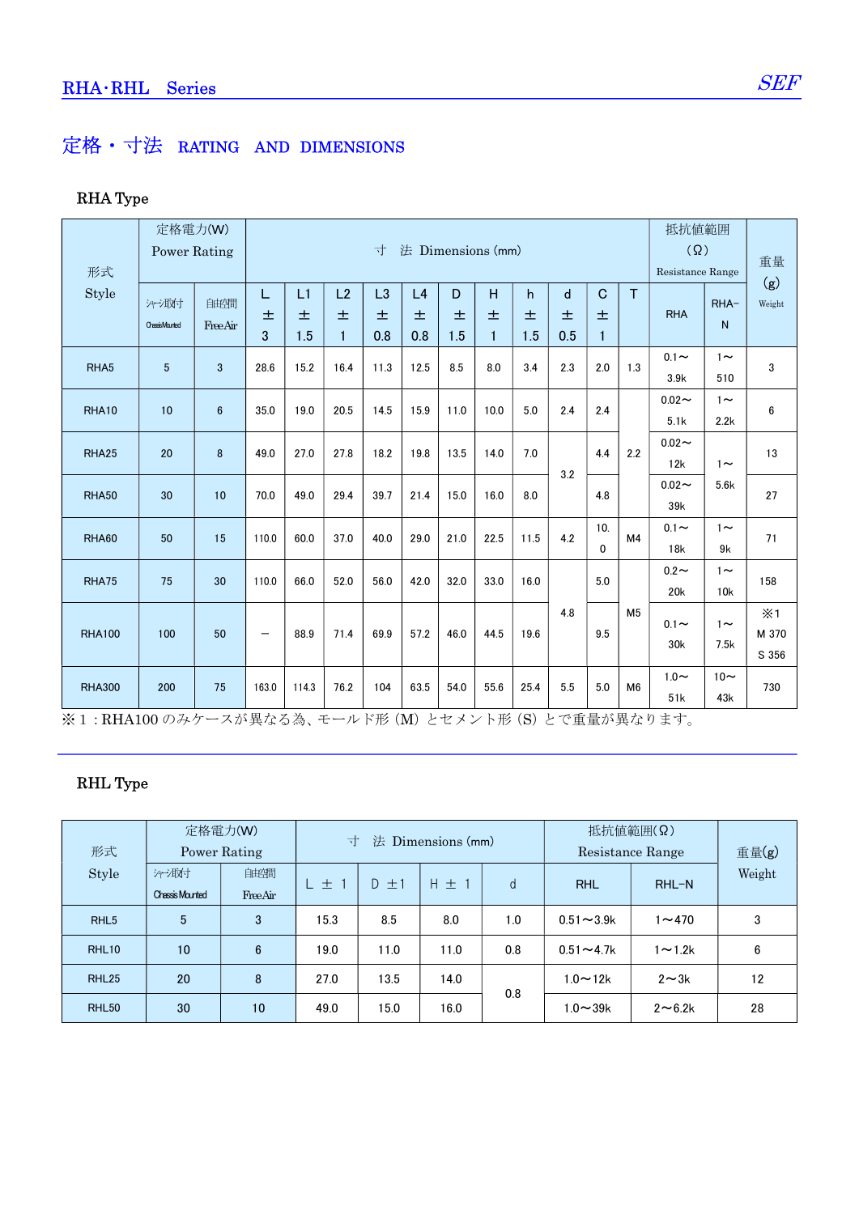## 定格・寸法 RATING AND DIMENSIONS

### RHA Type

| 形式 Style | 定格電力(W) Power Rating | | 寸 法 Dimensions (mm) | | | | | | | | | | | 抵抗値範囲 (Ω) Resistance Range | | 重量 (g) Weight |
|---|---|---|---|---|---|---|---|---|---|---|---|---|---|---|---|---|
| | シャーシ取付 Chassis Mounted | 自由空間 Free Air | L ±3 | L1 ±1.5 | L2 ±1 | L3 ±0.8 | L4 ±0.8 | D ±1.5 | H ±1 | h ±1.5 | d ±0.5 | C ±1 | T | RHA | RHA-N | |
| RHA5 | 5 | 3 | 28.6 | 15.2 | 16.4 | 11.3 | 12.5 | 8.5 | 8.0 | 3.4 | 2.3 | 2.0 | 1.3 | 0.1～3.9k | 1～510 | 3 |
| RHA10 | 10 | 6 | 35.0 | 19.0 | 20.5 | 14.5 | 15.9 | 11.0 | 10.0 | 5.0 | 2.4 | 2.4 | 2.2 | 0.02～5.1k | 1～2.2k | 6 |
| RHA25 | 20 | 8 | 49.0 | 27.0 | 27.8 | 18.2 | 19.8 | 13.5 | 14.0 | 7.0 | 3.2 | 4.4 | 2.2 | 0.02～12k | 1～5.6k | 13 |
| RHA50 | 30 | 10 | 70.0 | 49.0 | 29.4 | 39.7 | 21.4 | 15.0 | 16.0 | 8.0 | 3.2 | 4.8 | 2.2 | 0.02～39k | 1～5.6k | 27 |
| RHA60 | 50 | 15 | 110.0 | 60.0 | 37.0 | 40.0 | 29.0 | 21.0 | 22.5 | 11.5 | 4.2 | 10.0 | M4 | 0.1～18k | 1～9k | 71 |
| RHA75 | 75 | 30 | 110.0 | 66.0 | 52.0 | 56.0 | 42.0 | 32.0 | 33.0 | 16.0 | 4.8 | 5.0 | M5 | 0.2～20k | 1～10k | 158 |
| RHA100 | 100 | 50 | — | 88.9 | 71.4 | 69.9 | 57.2 | 46.0 | 44.5 | 19.6 | 4.8 | 9.5 | M5 | 0.1～30k | 1～7.5k | ※1 M 370 S 356 |
| RHA300 | 200 | 75 | 163.0 | 114.3 | 76.2 | 104 | 63.5 | 54.0 | 55.6 | 25.4 | 5.5 | 5.0 | M6 | 1.0～51k | 10～43k | 730 |

※1：RHA100 のみケースが異なる為、モールド形（M）とセメント形（S）とで重量が異なります。

### RHL Type

| 形式 Style | 定格電力(W) Power Rating | | 寸 法 Dimensions (mm) | | | | 抵抗値範囲(Ω) Resistance Range | | 重量(g) Weight |
|---|---|---|---|---|---|---|---|---|---|
| | シャーシ取付 Chassis Mounted | 自由空間 Free Air | L ± 1 | D ±1 | H ± 1 | d | RHL | RHL-N | |
| RHL5 | 5 | 3 | 15.3 | 8.5 | 8.0 | 1.0 | 0.51～3.9k | 1～470 | 3 |
| RHL10 | 10 | 6 | 19.0 | 11.0 | 11.0 | 0.8 | 0.51～4.7k | 1～1.2k | 6 |
| RHL25 | 20 | 8 | 27.0 | 13.5 | 14.0 | 0.8 | 1.0～12k | 2～3k | 12 |
| RHL50 | 30 | 10 | 49.0 | 15.0 | 16.0 | 0.8 | 1.0～39k | 2～6.2k | 28 |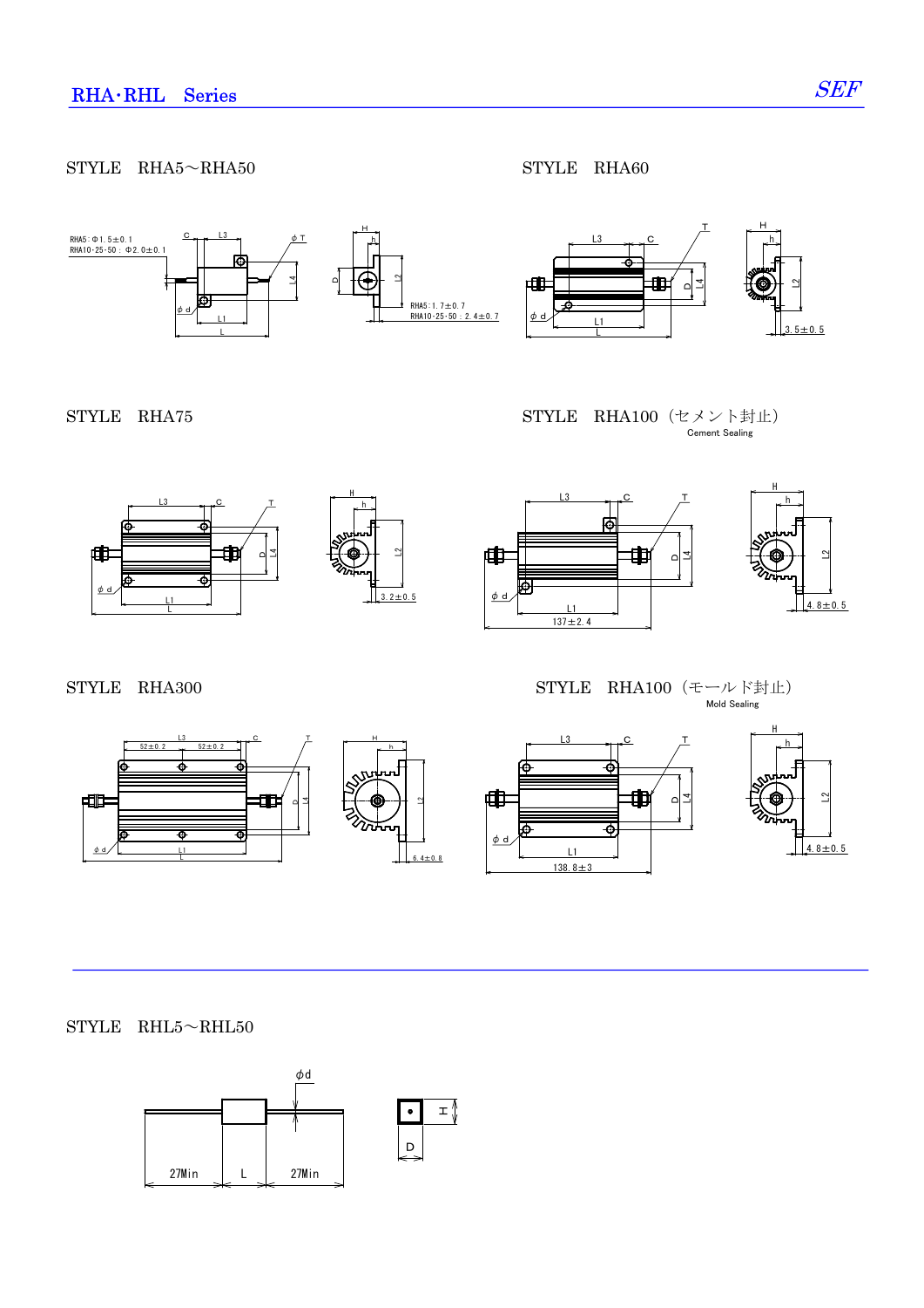## RHA・RHL Series

STYLE RHA5～RHA50

RHA5：Φ1.5±0.1
RHA10･25･50：Φ2.0±0.1
C L3 φT
φd L1 L
H h
D L4 L2
RHA5：1.7±0.7
RHA10･25･50：2.4±0.7

STYLE RHA60

L3 C T
φd L1 L
D L4
H h L2
3.5±0.5

STYLE RHA75

L3 C T
φd L1 L
D L4
H h L2
3.2±0.5

STYLE RHA100（セメント封止）
Cement Sealing

L3 C T
φd L1
137±2.4
D L4
H h L2
4.8±0.5

STYLE RHA300

L3
52±0.2 52±0.2
C T
φd L1 L
D L4
H h L2
6.4±0.8

STYLE RHA100（モールド封止）
Mold Sealing

L3 C T
φd L1
138.8±3
D L4
H h L2
4.8±0.5

STYLE RHL5～RHL50

φd
27Min L 27Min
H
D